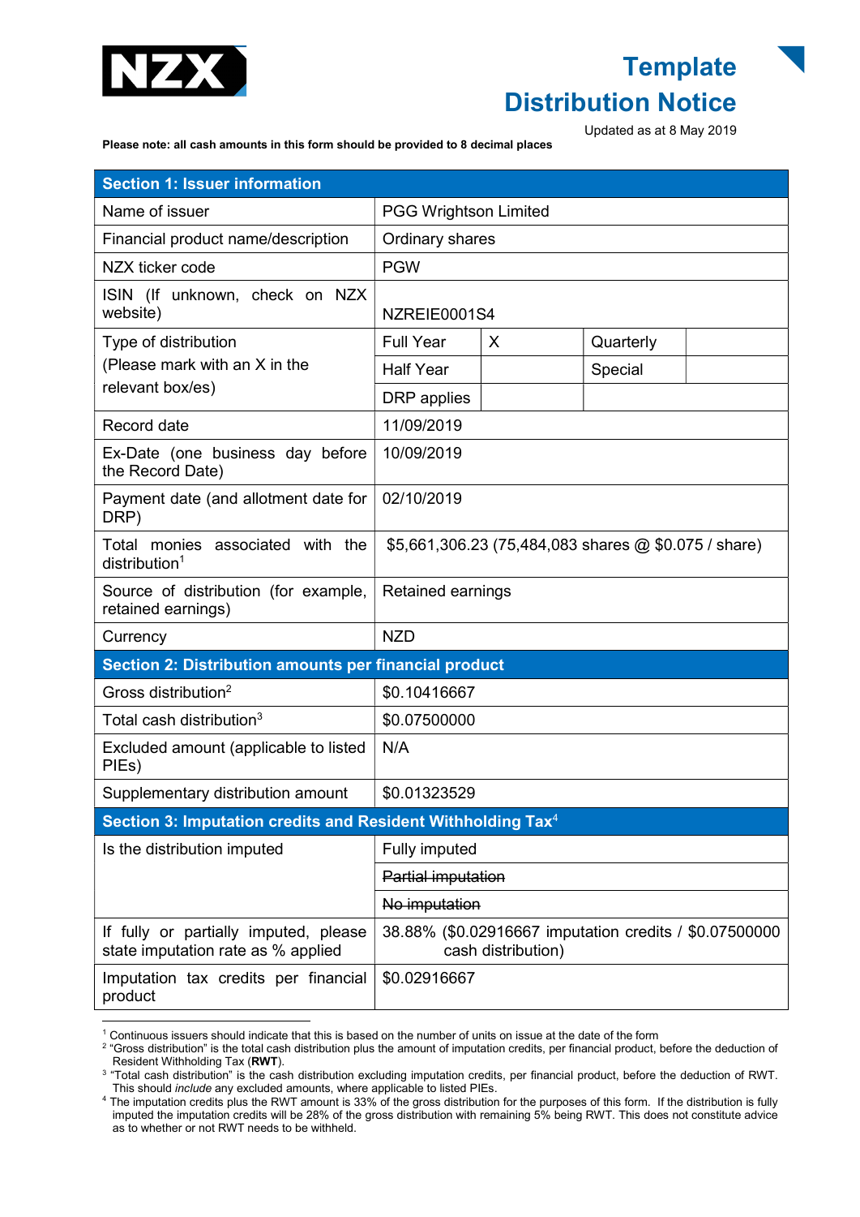NZX

# Template Distribution Notice

Updated as at 8 May 2019

**Please note: all cash amounts in this form should be provided to 8 decimal places**

| **Section 1: Issuer information** | | | | |
|---|---|---|---|---|
| Name of issuer | PGG Wrightson Limited | | | |
| Financial product name/description | Ordinary shares | | | |
| NZX ticker code | PGW | | | |
| ISIN (If unknown, check on NZX website) | NZREIE0001S4 | | | |
| Type of distribution (Please mark with an X in the relevant box/es) | Full Year | X | Quarterly | |
| | Half Year | | Special | |
| | DRP applies | | | |
| Record date | 11/09/2019 | | | |
| Ex-Date (one business day before the Record Date) | 10/09/2019 | | | |
| Payment date (and allotment date for DRP) | 02/10/2019 | | | |
| Total monies associated with the distribution[1] | $5,661,306.23 (75,484,083 shares @ $0.075 / share) | | | |
| Source of distribution (for example, retained earnings) | Retained earnings | | | |
| Currency | NZD | | | |
| **Section 2: Distribution amounts per financial product** | | | | |
| Gross distribution[2] | $0.10416667 | | | |
| Total cash distribution[3] | $0.07500000 | | | |
| Excluded amount (applicable to listed PIEs) | N/A | | | |
| Supplementary distribution amount | $0.01323529 | | | |
| **Section 3: Imputation credits and Resident Withholding Tax[4]** | | | | |
| Is the distribution imputed | Fully imputed | | | |
| | ~~Partial imputation~~ | | | |
| | ~~No imputation~~ | | | |
| If fully or partially imputed, please state imputation rate as % applied | 38.88% ($0.02916667 imputation credits / $0.07500000 cash distribution) | | | |
| Imputation tax credits per financial product | $0.02916667 | | | |

[1] Continuous issuers should indicate that this is based on the number of units on issue at the date of the form

[2] "Gross distribution" is the total cash distribution plus the amount of imputation credits, per financial product, before the deduction of Resident Withholding Tax (**RWT**).

[3] "Total cash distribution" is the cash distribution excluding imputation credits, per financial product, before the deduction of RWT. This should *include* any excluded amounts, where applicable to listed PIEs.

[4] The imputation credits plus the RWT amount is 33% of the gross distribution for the purposes of this form. If the distribution is fully imputed the imputation credits will be 28% of the gross distribution with remaining 5% being RWT. This does not constitute advice as to whether or not RWT needs to be withheld.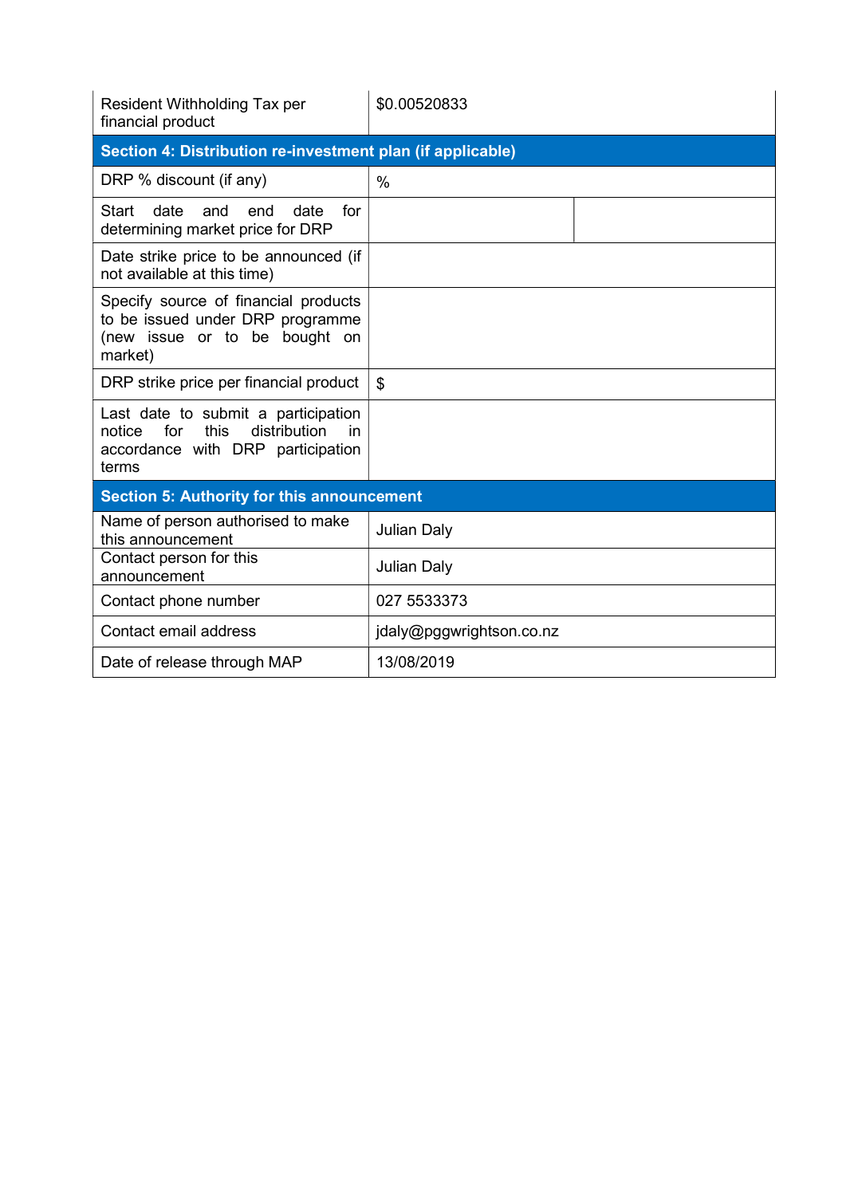| | | |
|---|---|---|
| Resident Withholding Tax per financial product | $0.00520833 | |
| **Section 4: Distribution re-investment plan (if applicable)** | | |
| DRP % discount (if any) | % | |
| Start date and end date for determining market price for DRP | | |
| Date strike price to be announced (if not available at this time) | | |
| Specify source of financial products to be issued under DRP programme (new issue or to be bought on market) | | |
| DRP strike price per financial product | $ | |
| Last date to submit a participation notice for this distribution in accordance with DRP participation terms | | |
| **Section 5: Authority for this announcement** | | |
| Name of person authorised to make this announcement | Julian Daly | |
| Contact person for this announcement | Julian Daly | |
| Contact phone number | 027 5533373 | |
| Contact email address | jdaly@pggwrightson.co.nz | |
| Date of release through MAP | 13/08/2019 | |